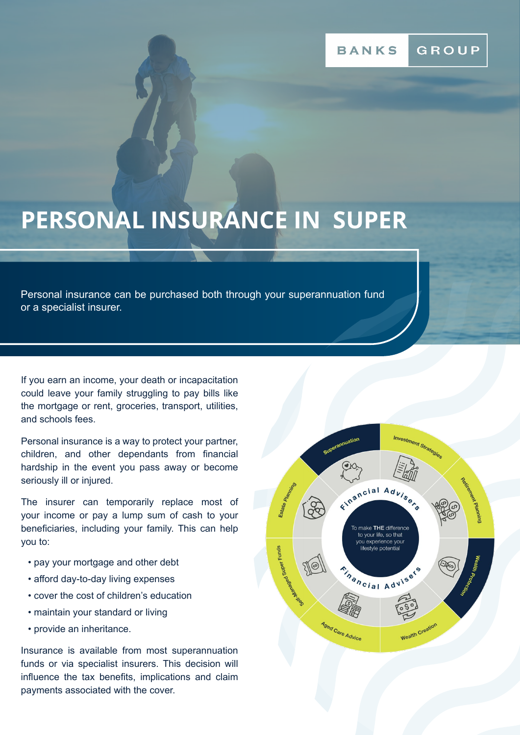# PERSONAL INSURANCE IN SUPER

Personal insurance can be purchased both through your superannuation fund or a specialist insurer.

If you earn an income, your death or incapacitation could leave your family struggling to pay bills like the mortgage or rent, groceries, transport, utilities, and schools fees.

Personal insurance is a way to protect your partner, children, and other dependants from financial hardship in the event you pass away or become seriously ill or injured.

The insurer can temporarily replace most of your income or pay a lump sum of cash to your beneficiaries, including your family. This can help you to:

- pay your mortgage and other debt
- afford day-to-day living expenses
- cover the cost of children's education
- maintain your standard or living
- provide an inheritance.

Insurance is available from most superannuation funds or via specialist insurers. This decision will influence the tax benefits, implications and claim payments associated with the cover.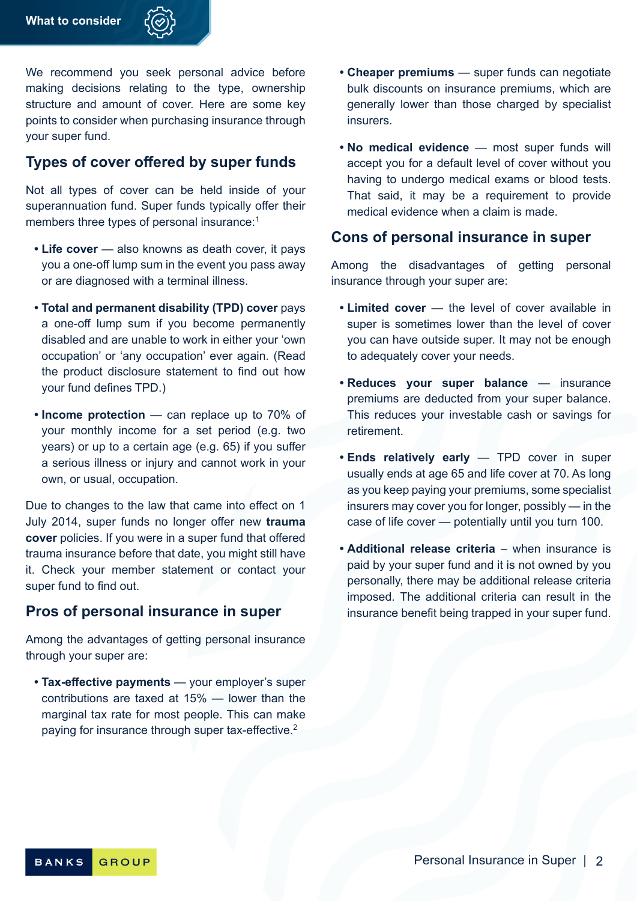## What to consider

We recommend you seek personal advice before making decisions relating to the type, ownership structure and amount of cover. Here are some key points to consider when purchasing insurance through your super fund.

## Types of cover offered by super funds

Not all types of cover can be held inside of your superannuation fund. Super funds typically offer their members three types of personal insurance:[1]

- **Life cover** — also knowns as death cover, it pays you a one-off lump sum in the event you pass away or are diagnosed with a terminal illness.
- **Total and permanent disability (TPD) cover** pays a one-off lump sum if you become permanently disabled and are unable to work in either your 'own occupation' or 'any occupation' ever again. (Read the product disclosure statement to find out how your fund defines TPD.)
- **Income protection** — can replace up to 70% of your monthly income for a set period (e.g. two years) or up to a certain age (e.g. 65) if you suffer a serious illness or injury and cannot work in your own, or usual, occupation.

Due to changes to the law that came into effect on 1 July 2014, super funds no longer offer new **trauma cover** policies. If you were in a super fund that offered trauma insurance before that date, you might still have it. Check your member statement or contact your super fund to find out.

## Pros of personal insurance in super

Among the advantages of getting personal insurance through your super are:

- **Tax-effective payments** — your employer's super contributions are taxed at 15% — lower than the marginal tax rate for most people. This can make paying for insurance through super tax-effective.[2]
- **Cheaper premiums** — super funds can negotiate bulk discounts on insurance premiums, which are generally lower than those charged by specialist insurers.
- **No medical evidence** — most super funds will accept you for a default level of cover without you having to undergo medical exams or blood tests. That said, it may be a requirement to provide medical evidence when a claim is made.

## Cons of personal insurance in super

Among the disadvantages of getting personal insurance through your super are:

- **Limited cover** — the level of cover available in super is sometimes lower than the level of cover you can have outside super. It may not be enough to adequately cover your needs.
- **Reduces your super balance** — insurance premiums are deducted from your super balance. This reduces your investable cash or savings for retirement.
- **Ends relatively early** — TPD cover in super usually ends at age 65 and life cover at 70. As long as you keep paying your premiums, some specialist insurers may cover you for longer, possibly — in the case of life cover — potentially until you turn 100.
- **Additional release criteria** – when insurance is paid by your super fund and it is not owned by you personally, there may be additional release criteria imposed. The additional criteria can result in the insurance benefit being trapped in your super fund.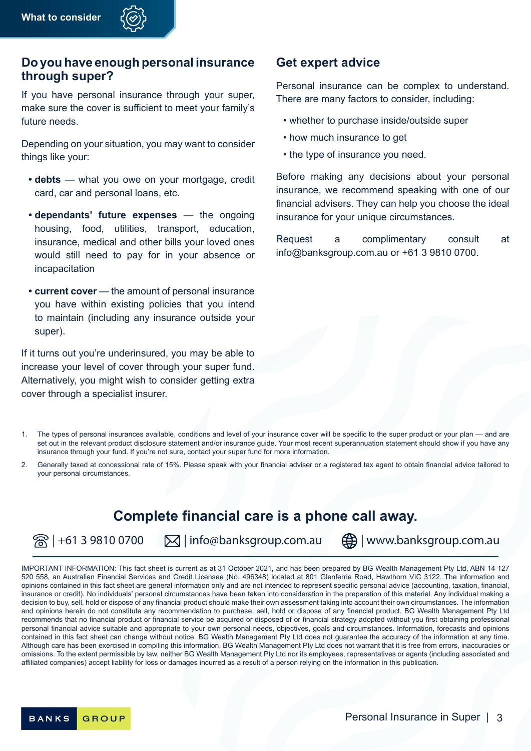What to consider

## Do you have enough personal insurance through super?

If you have personal insurance through your super, make sure the cover is sufficient to meet your family's future needs.

Depending on your situation, you may want to consider things like your:

- **debts** — what you owe on your mortgage, credit card, car and personal loans, etc.
- **dependants' future expenses** — the ongoing housing, food, utilities, transport, education, insurance, medical and other bills your loved ones would still need to pay for in your absence or incapacitation
- **current cover** — the amount of personal insurance you have within existing policies that you intend to maintain (including any insurance outside your super).

If it turns out you're underinsured, you may be able to increase your level of cover through your super fund. Alternatively, you might wish to consider getting extra cover through a specialist insurer.

## Get expert advice

Personal insurance can be complex to understand. There are many factors to consider, including:

- whether to purchase inside/outside super
- how much insurance to get
- the type of insurance you need.

Before making any decisions about your personal insurance, we recommend speaking with one of our financial advisers. They can help you choose the ideal insurance for your unique circumstances.

Request a complimentary consult at info@banksgroup.com.au or +61 3 9810 0700.

1. The types of personal insurances available, conditions and level of your insurance cover will be specific to the super product or your plan — and are set out in the relevant product disclosure statement and/or insurance guide. Your most recent superannuation statement should show if you have any insurance through your fund. If you're not sure, contact your super fund for more information.
2. Generally taxed at concessional rate of 15%. Please speak with your financial adviser or a registered tax agent to obtain financial advice tailored to your personal circumstances.

## Complete financial care is a phone call away.

| +61 3 9810 0700 | info@banksgroup.com.au | www.banksgroup.com.au

IMPORTANT INFORMATION: This fact sheet is current as at 31 October 2021, and has been prepared by BG Wealth Management Pty Ltd, ABN 14 127 520 558, an Australian Financial Services and Credit Licensee (No. 496348) located at 801 Glenferrie Road, Hawthorn VIC 3122. The information and opinions contained in this fact sheet are general information only and are not intended to represent specific personal advice (accounting, taxation, financial, insurance or credit). No individuals' personal circumstances have been taken into consideration in the preparation of this material. Any individual making a decision to buy, sell, hold or dispose of any financial product should make their own assessment taking into account their own circumstances. The information and opinions herein do not constitute any recommendation to purchase, sell, hold or dispose of any financial product. BG Wealth Management Pty Ltd recommends that no financial product or financial service be acquired or disposed of or financial strategy adopted without you first obtaining professional personal financial advice suitable and appropriate to your own personal needs, objectives, goals and circumstances. Information, forecasts and opinions contained in this fact sheet can change without notice. BG Wealth Management Pty Ltd does not guarantee the accuracy of the information at any time. Although care has been exercised in compiling this information, BG Wealth Management Pty Ltd does not warrant that it is free from errors, inaccuracies or omissions. To the extent permissible by law, neither BG Wealth Management Pty Ltd nor its employees, representatives or agents (including associated and affiliated companies) accept liability for loss or damages incurred as a result of a person relying on the information in this publication.

BANKS GROUP